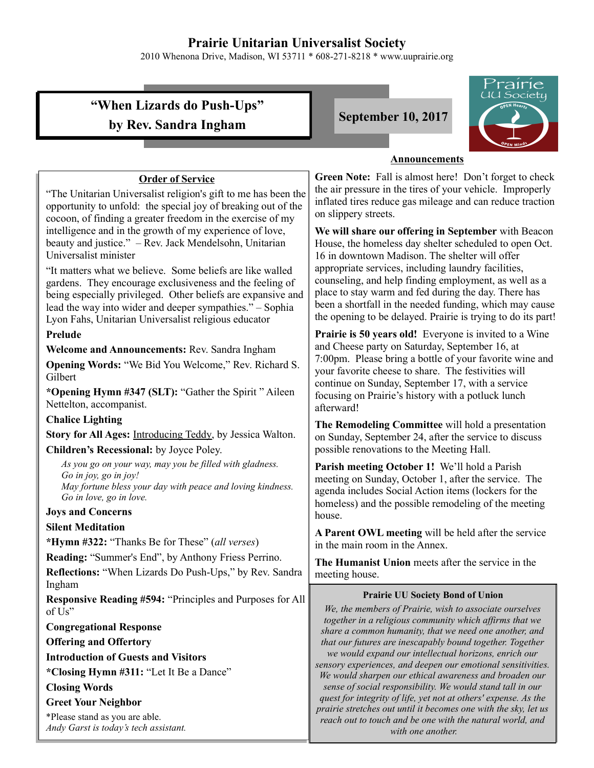# Prairie Unitarian Universalist Society

2010 Whenona Drive, Madison, WI 53711 * 608-271-8218 * www.uuprairie.org

## "When Lizards do Push-Ups" by Rev. Sandra Ingham

**September 10, 2017**

### Order of Service

"The Unitarian Universalist religion's gift to me has been the opportunity to unfold: the special joy of breaking out of the cocoon, of finding a greater freedom in the exercise of my intelligence and in the growth of my experience of love, beauty and justice." – Rev. Jack Mendelsohn, Unitarian Universalist minister

"It matters what we believe. Some beliefs are like walled gardens. They encourage exclusiveness and the feeling of being especially privileged. Other beliefs are expansive and lead the way into wider and deeper sympathies." – Sophia Lyon Fahs, Unitarian Universalist religious educator

**Prelude**

**Welcome and Announcements:** Rev. Sandra Ingham

**Opening Words:** "We Bid You Welcome," Rev. Richard S. Gilbert

***Opening Hymn #347 (SLT):** "Gather the Spirit " Aileen Nettelton, accompanist.

**Chalice Lighting**

**Story for All Ages:** Introducing Teddy, by Jessica Walton.

**Children's Recessional:** by Joyce Poley.

*As you go on your way, may you be filled with gladness.*
*Go in joy, go in joy!*
*May fortune bless your day with peace and loving kindness.*
*Go in love, go in love.*

**Joys and Concerns**

**Silent Meditation**

***Hymn #322:** "Thanks Be for These" (*all verses*)

**Reading:** "Summer's End", by Anthony Friess Perrino.

**Reflections:** "When Lizards Do Push-Ups," by Rev. Sandra Ingham

**Responsive Reading #594:** "Principles and Purposes for All of Us"

**Congregational Response**

**Offering and Offertory**

**Introduction of Guests and Visitors**

***Closing Hymn #311:** "Let It Be a Dance"

**Closing Words**

**Greet Your Neighbor**

*Please stand as you are able.
*Andy Garst is today's tech assistant.*

### Announcements

**Green Note:** Fall is almost here! Don't forget to check the air pressure in the tires of your vehicle. Improperly inflated tires reduce gas mileage and can reduce traction on slippery streets.

**We will share our offering in September** with Beacon House, the homeless day shelter scheduled to open Oct. 16 in downtown Madison. The shelter will offer appropriate services, including laundry facilities, counseling, and help finding employment, as well as a place to stay warm and fed during the day. There has been a shortfall in the needed funding, which may cause the opening to be delayed. Prairie is trying to do its part!

**Prairie is 50 years old!** Everyone is invited to a Wine and Cheese party on Saturday, September 16, at 7:00pm. Please bring a bottle of your favorite wine and your favorite cheese to share. The festivities will continue on Sunday, September 17, with a service focusing on Prairie's history with a potluck lunch afterward!

**The Remodeling Committee** will hold a presentation on Sunday, September 24, after the service to discuss possible renovations to the Meeting Hall.

**Parish meeting October 1!** We'll hold a Parish meeting on Sunday, October 1, after the service. The agenda includes Social Action items (lockers for the homeless) and the possible remodeling of the meeting house.

**A Parent OWL meeting** will be held after the service in the main room in the Annex.

**The Humanist Union** meets after the service in the meeting house.

### Prairie UU Society Bond of Union

*We, the members of Prairie, wish to associate ourselves together in a religious community which affirms that we share a common humanity, that we need one another, and that our futures are inescapably bound together. Together we would expand our intellectual horizons, enrich our sensory experiences, and deepen our emotional sensitivities. We would sharpen our ethical awareness and broaden our sense of social responsibility. We would stand tall in our quest for integrity of life, yet not at others' expense. As the prairie stretches out until it becomes one with the sky, let us reach out to touch and be one with the natural world, and with one another.*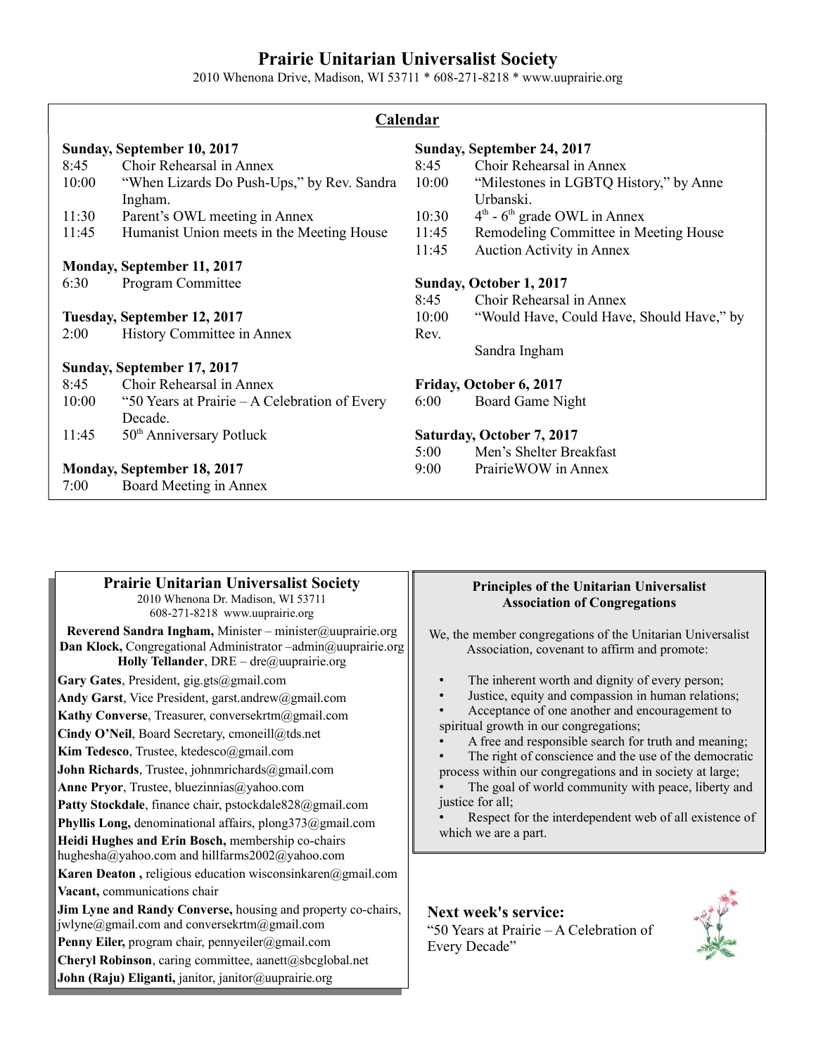# Prairie Unitarian Universalist Society

2010 Whenona Drive, Madison, WI 53711 * 608-271-8218 * www.uuprairie.org

## Calendar

**Sunday, September 10, 2017**
- 8:45 Choir Rehearsal in Annex
- 10:00 "When Lizards Do Push-Ups," by Rev. Sandra Ingham.
- 11:30 Parent's OWL meeting in Annex
- 11:45 Humanist Union meets in the Meeting House

**Monday, September 11, 2017**
- 6:30 Program Committee

**Tuesday, September 12, 2017**
- 2:00 History Committee in Annex

**Sunday, September 17, 2017**
- 8:45 Choir Rehearsal in Annex
- 10:00 "50 Years at Prairie – A Celebration of Every Decade.
- 11:45 50th Anniversary Potluck

**Monday, September 18, 2017**
- 7:00 Board Meeting in Annex

**Sunday, September 24, 2017**
- 8:45 Choir Rehearsal in Annex
- 10:00 "Milestones in LGBTQ History," by Anne Urbanski.
- 10:30 4th - 6th grade OWL in Annex
- 11:45 Remodeling Committee in Meeting House
- 11:45 Auction Activity in Annex

**Sunday, October 1, 2017**
- 8:45 Choir Rehearsal in Annex
- 10:00 "Would Have, Could Have, Should Have," by Rev. Sandra Ingham

**Friday, October 6, 2017**
- 6:00 Board Game Night

**Saturday, October 7, 2017**
- 5:00 Men's Shelter Breakfast
- 9:00 PrairieWOW in Annex

### Prairie Unitarian Universalist Society

2010 Whenona Dr. Madison, WI 53711
608-271-8218 www.uuprairie.org

**Reverend Sandra Ingham,** Minister – minister@uuprairie.org
**Dan Klock,** Congregational Administrator –admin@uuprairie.org
**Holly Tellander**, DRE – dre@uuprairie.org

**Gary Gates**, President, gig.gts@gmail.com
**Andy Garst**, Vice President, garst.andrew@gmail.com
**Kathy Converse**, Treasurer, conversekrtm@gmail.com
**Cindy O'Neil**, Board Secretary, cmoneill@tds.net
**Kim Tedesco**, Trustee, ktedesco@gmail.com
**John Richards**, Trustee, johnmrichards@gmail.com
**Anne Pryor**, Trustee, bluezinnias@yahoo.com
**Patty Stockdale**, finance chair, pstockdale828@gmail.com
**Phyllis Long,** denominational affairs, plong373@gmail.com
**Heidi Hughes and Erin Bosch,** membership co-chairs hughesha@yahoo.com and hillfarms2002@yahoo.com
**Karen Deaton ,** religious education wisconsinkaren@gmail.com
**Vacant,** communications chair
**Jim Lyne and Randy Converse,** housing and property co-chairs, jwlyne@gmail.com and conversekrtm@gmail.com
**Penny Eiler,** program chair, pennyeiler@gmail.com
**Cheryl Robinson**, caring committee, aanett@sbcglobal.net
**John (Raju) Eliganti,** janitor, janitor@uuprairie.org

### Principles of the Unitarian Universalist Association of Congregations

We, the member congregations of the Unitarian Universalist Association, covenant to affirm and promote:

- The inherent worth and dignity of every person;
- Justice, equity and compassion in human relations;
- Acceptance of one another and encouragement to spiritual growth in our congregations;
- A free and responsible search for truth and meaning;
- The right of conscience and the use of the democratic process within our congregations and in society at large;
- The goal of world community with peace, liberty and justice for all;
- Respect for the interdependent web of all existence of which we are a part.

**Next week's service:**
"50 Years at Prairie – A Celebration of Every Decade"